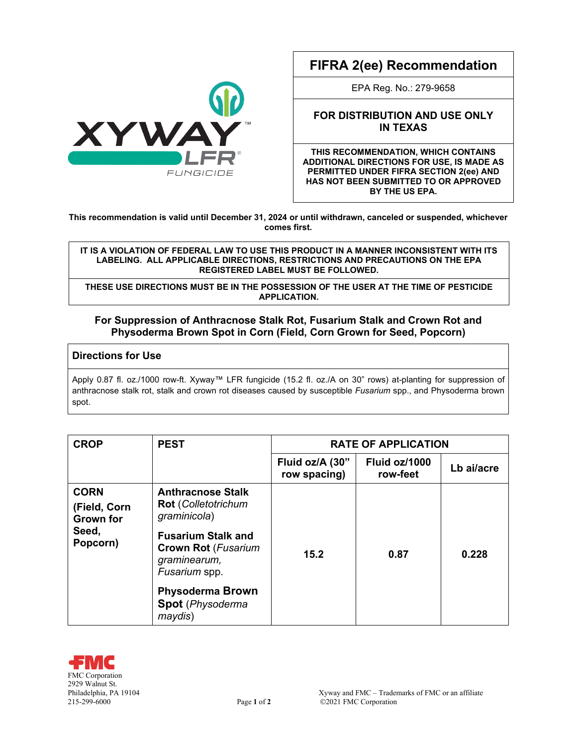XYWAY™ LFR® FUNGICIDE

# FIFRA 2(ee) Recommendation

EPA Reg. No.: 279-9658

**FOR DISTRIBUTION AND USE ONLY IN TEXAS**

**THIS RECOMMENDATION, WHICH CONTAINS ADDITIONAL DIRECTIONS FOR USE, IS MADE AS PERMITTED UNDER FIFRA SECTION 2(ee) AND HAS NOT BEEN SUBMITTED TO OR APPROVED BY THE US EPA.**

**This recommendation is valid until December 31, 2024 or until withdrawn, canceled or suspended, whichever comes first.**

**IT IS A VIOLATION OF FEDERAL LAW TO USE THIS PRODUCT IN A MANNER INCONSISTENT WITH ITS LABELING. ALL APPLICABLE DIRECTIONS, RESTRICTIONS AND PRECAUTIONS ON THE EPA REGISTERED LABEL MUST BE FOLLOWED.**

**THESE USE DIRECTIONS MUST BE IN THE POSSESSION OF THE USER AT THE TIME OF PESTICIDE APPLICATION.**

## For Suppression of Anthracnose Stalk Rot, Fusarium Stalk and Crown Rot and Physoderma Brown Spot in Corn (Field, Corn Grown for Seed, Popcorn)

### Directions for Use

Apply 0.87 fl. oz./1000 row-ft. Xyway™ LFR fungicide (15.2 fl. oz./A on 30" rows) at-planting for suppression of anthracnose stalk rot, stalk and crown rot diseases caused by susceptible *Fusarium* spp., and Physoderma brown spot.

| CROP | PEST | RATE OF APPLICATION | | |
|---|---|---|---|---|
| | | Fluid oz/A (30" row spacing) | Fluid oz/1000 row-feet | Lb ai/acre |
| **CORN (Field, Corn Grown for Seed, Popcorn)** | **Anthracnose Stalk Rot** (*Colletotrichum graminicola*)<br>**Fusarium Stalk and Crown Rot** (*Fusarium graminearum, Fusarium* spp.<br>**Physoderma Brown Spot** (*Physoderma maydis*) | **15.2** | **0.87** | **0.228** |

FMC Corporation
2929 Walnut St.
Philadelphia, PA 19104
215-299-6000

Xyway and FMC – Trademarks of FMC or an affiliate
©2021 FMC Corporation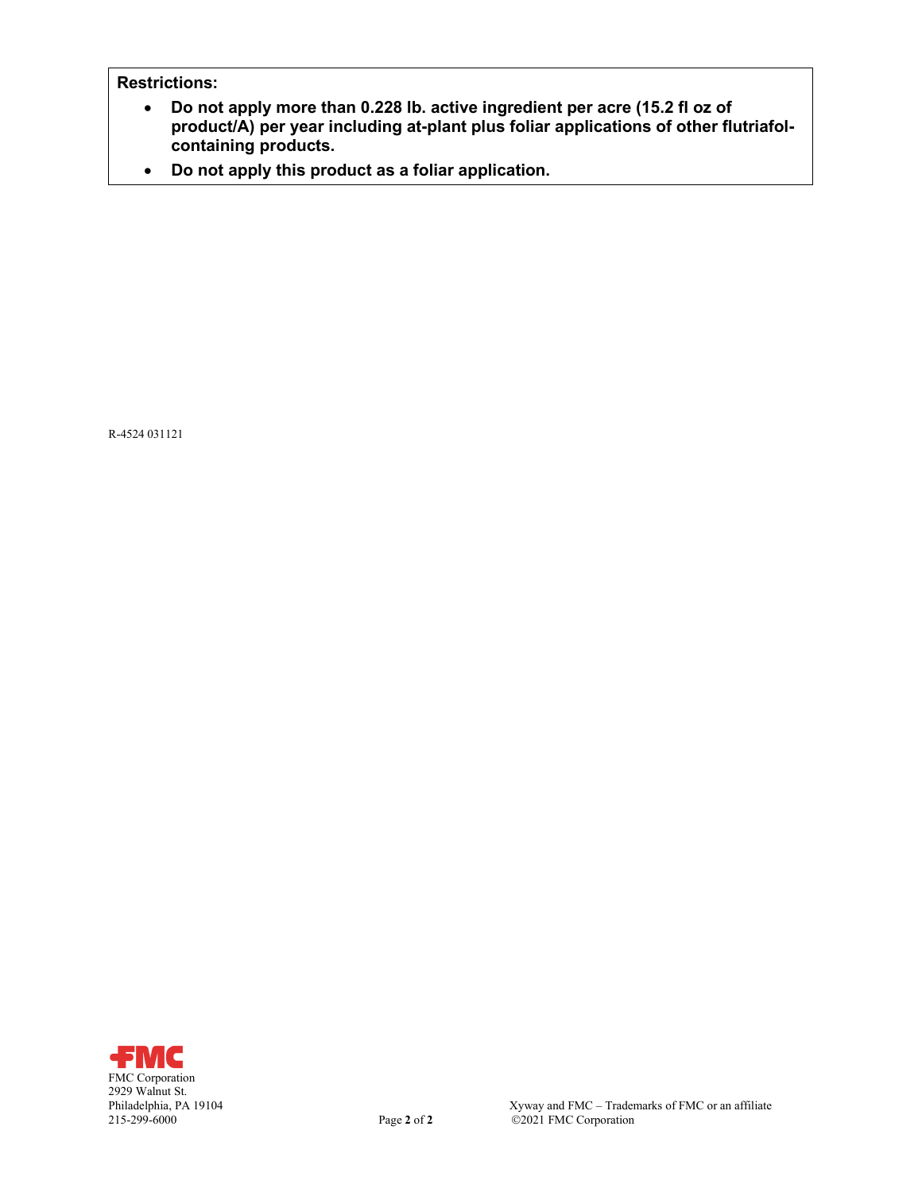**Restrictions:**

- **Do not apply more than 0.228 lb. active ingredient per acre (15.2 fl oz of product/A) per year including at-plant plus foliar applications of other flutriafol-containing products.**
- **Do not apply this product as a foliar application.**

R-4524 031121

FMC Corporation
2929 Walnut St.
Philadelphia, PA 19104
215-299-6000

Xyway and FMC – Trademarks of FMC or an affiliate
©2021 FMC Corporation